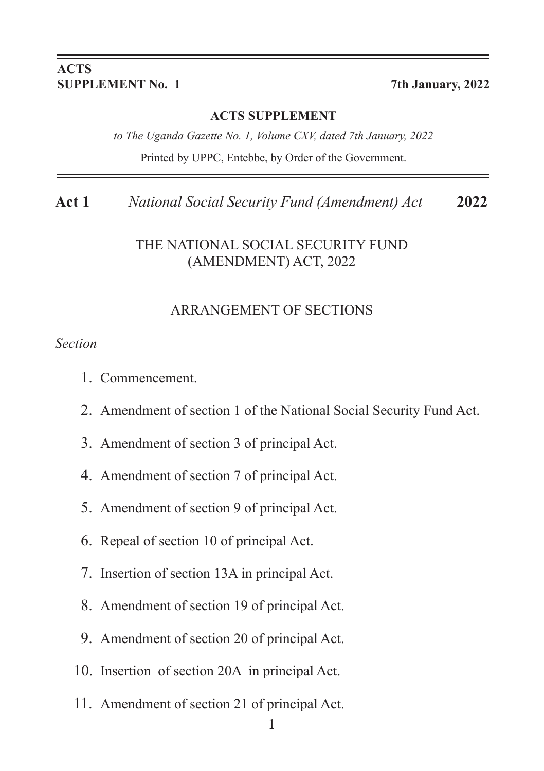**ACTS SUPPLEMENT No. 1** — **7th January, 2022**

**ACTS SUPPLEMENT**

*to The Uganda Gazette No. 1, Volume CXV, dated 7th January, 2022*

Printed by UPPC, Entebbe, by Order of the Government.

**Act 1** *National Social Security Fund (Amendment) Act* **2022**

# THE NATIONAL SOCIAL SECURITY FUND (AMENDMENT) ACT, 2022

## ARRANGEMENT OF SECTIONS

*Section*

1. Commencement.
2. Amendment of section 1 of the National Social Security Fund Act.
3. Amendment of section 3 of principal Act.
4. Amendment of section 7 of principal Act.
5. Amendment of section 9 of principal Act.
6. Repeal of section 10 of principal Act.
7. Insertion of section 13A in principal Act.
8. Amendment of section 19 of principal Act.
9. Amendment of section 20 of principal Act.
10. Insertion of section 20A in principal Act.
11. Amendment of section 21 of principal Act.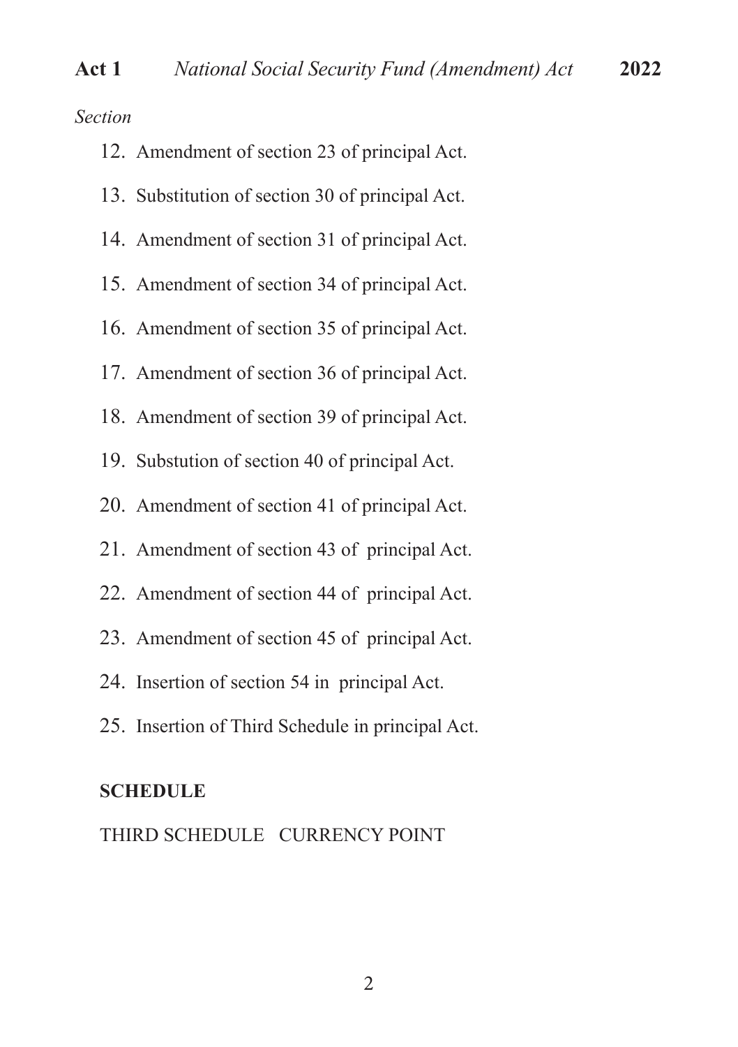*Section*

12. Amendment of section 23 of principal Act.
13. Substitution of section 30 of principal Act.
14. Amendment of section 31 of principal Act.
15. Amendment of section 34 of principal Act.
16. Amendment of section 35 of principal Act.
17. Amendment of section 36 of principal Act.
18. Amendment of section 39 of principal Act.
19. Substution of section 40 of principal Act.
20. Amendment of section 41 of principal Act.
21. Amendment of section 43 of principal Act.
22. Amendment of section 44 of principal Act.
23. Amendment of section 45 of principal Act.
24. Insertion of section 54 in principal Act.
25. Insertion of Third Schedule in principal Act.

**SCHEDULE**

THIRD SCHEDULE CURRENCY POINT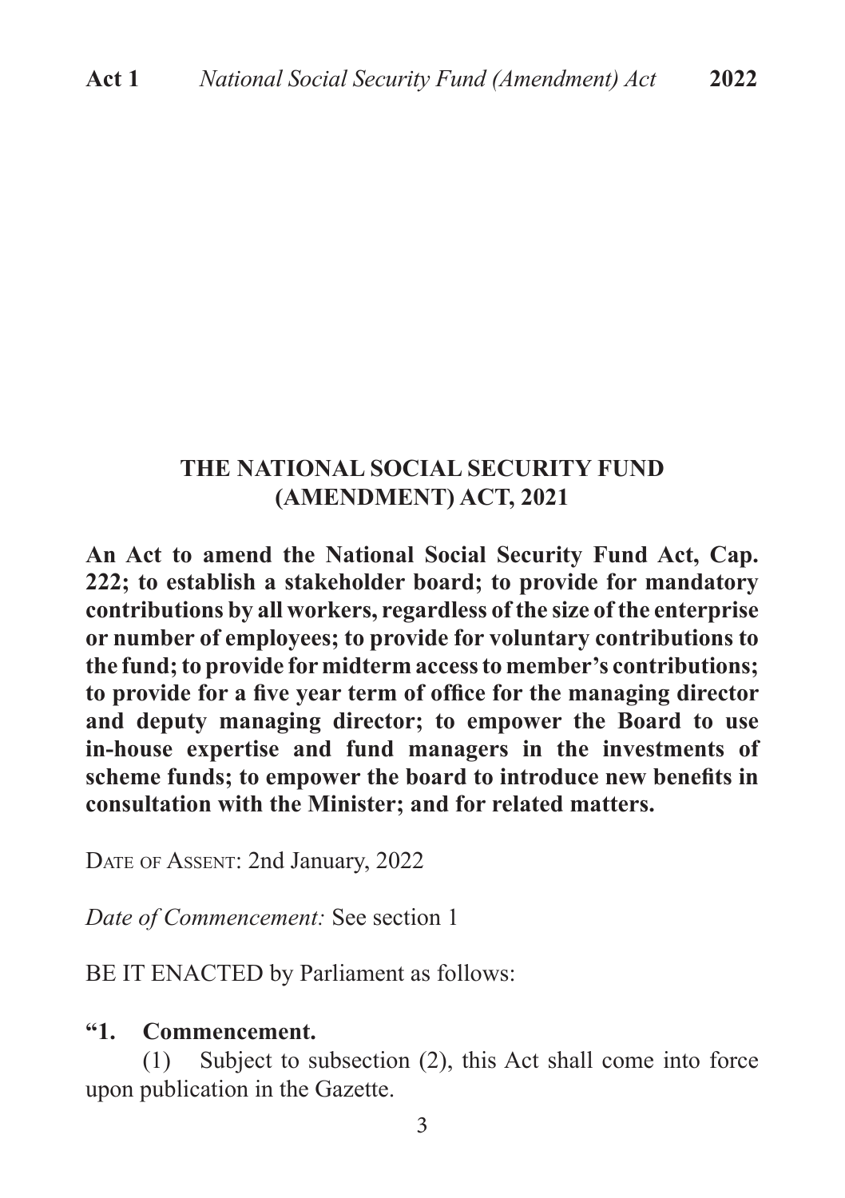# THE NATIONAL SOCIAL SECURITY FUND (AMENDMENT) ACT, 2021

**An Act to amend the National Social Security Fund Act, Cap. 222; to establish a stakeholder board; to provide for mandatory contributions by all workers, regardless of the size of the enterprise or number of employees; to provide for voluntary contributions to the fund; to provide for midterm access to member's contributions; to provide for a five year term of office for the managing director and deputy managing director; to empower the Board to use in-house expertise and fund managers in the investments of scheme funds; to empower the board to introduce new benefits in consultation with the Minister; and for related matters.**

DATE OF ASSENT: 2nd January, 2022

*Date of Commencement:* See section 1

BE IT ENACTED by Parliament as follows:

**"1. Commencement.**

(1) Subject to subsection (2), this Act shall come into force upon publication in the Gazette.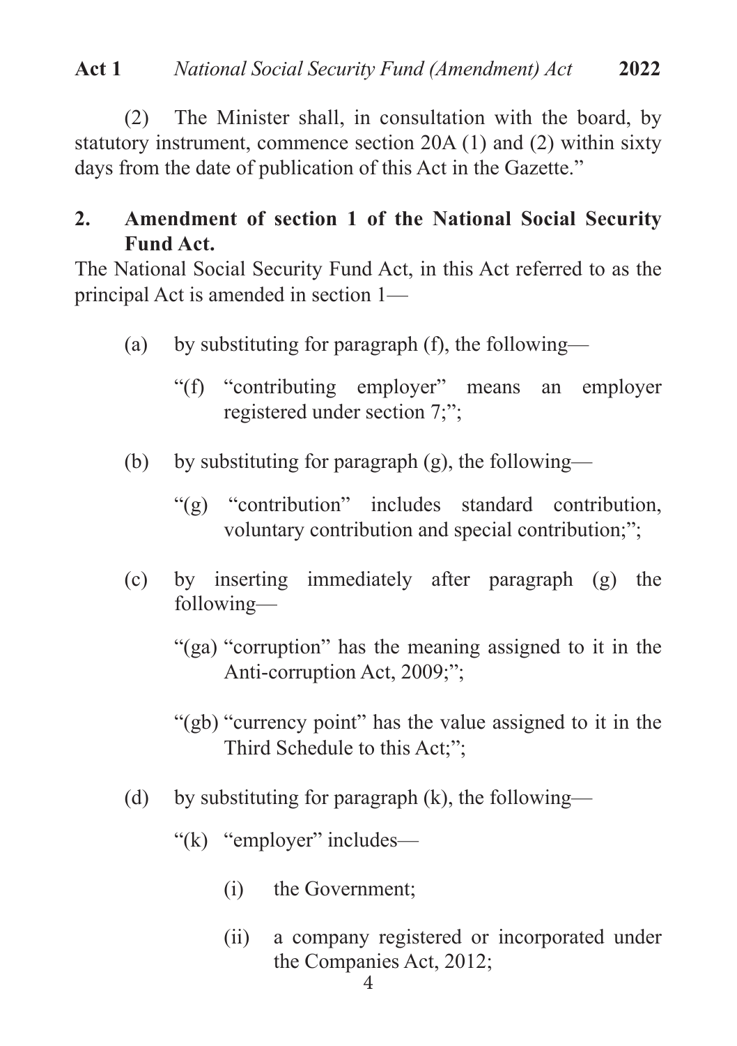(2) The Minister shall, in consultation with the board, by statutory instrument, commence section 20A (1) and (2) within sixty days from the date of publication of this Act in the Gazette."

**2. Amendment of section 1 of the National Social Security Fund Act.**

The National Social Security Fund Act, in this Act referred to as the principal Act is amended in section 1—

(a) by substituting for paragraph (f), the following—

"(f) "contributing employer" means an employer registered under section 7;";

(b) by substituting for paragraph (g), the following—

"(g) "contribution" includes standard contribution, voluntary contribution and special contribution;";

(c) by inserting immediately after paragraph (g) the following—

"(ga) "corruption" has the meaning assigned to it in the Anti-corruption Act, 2009;";

"(gb) "currency point" has the value assigned to it in the Third Schedule to this Act;";

(d) by substituting for paragraph (k), the following—

"(k) "employer" includes—

(i) the Government;

(ii) a company registered or incorporated under the Companies Act, 2012;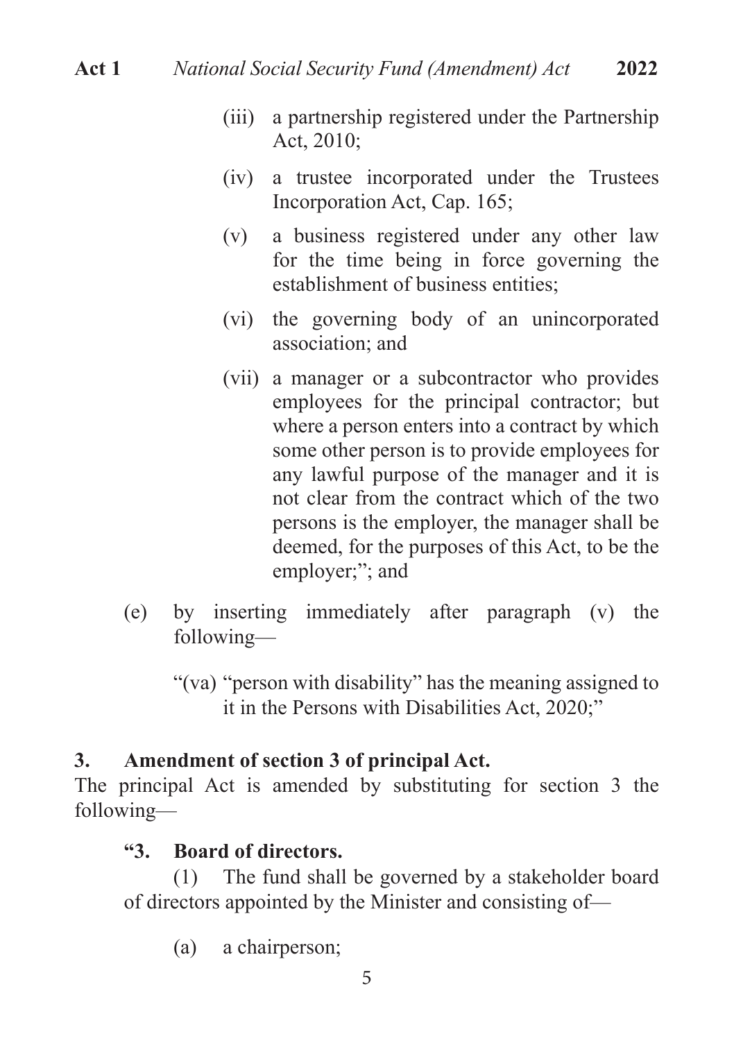(iii) a partnership registered under the Partnership Act, 2010;

(iv) a trustee incorporated under the Trustees Incorporation Act, Cap. 165;

(v) a business registered under any other law for the time being in force governing the establishment of business entities;

(vi) the governing body of an unincorporated association; and

(vii) a manager or a subcontractor who provides employees for the principal contractor; but where a person enters into a contract by which some other person is to provide employees for any lawful purpose of the manager and it is not clear from the contract which of the two persons is the employer, the manager shall be deemed, for the purposes of this Act, to be the employer;"; and

(e) by inserting immediately after paragraph (v) the following—

"(va) "person with disability" has the meaning assigned to it in the Persons with Disabilities Act, 2020;"

**3. Amendment of section 3 of principal Act.**

The principal Act is amended by substituting for section 3 the following—

**"3. Board of directors.**

(1) The fund shall be governed by a stakeholder board of directors appointed by the Minister and consisting of—

(a) a chairperson;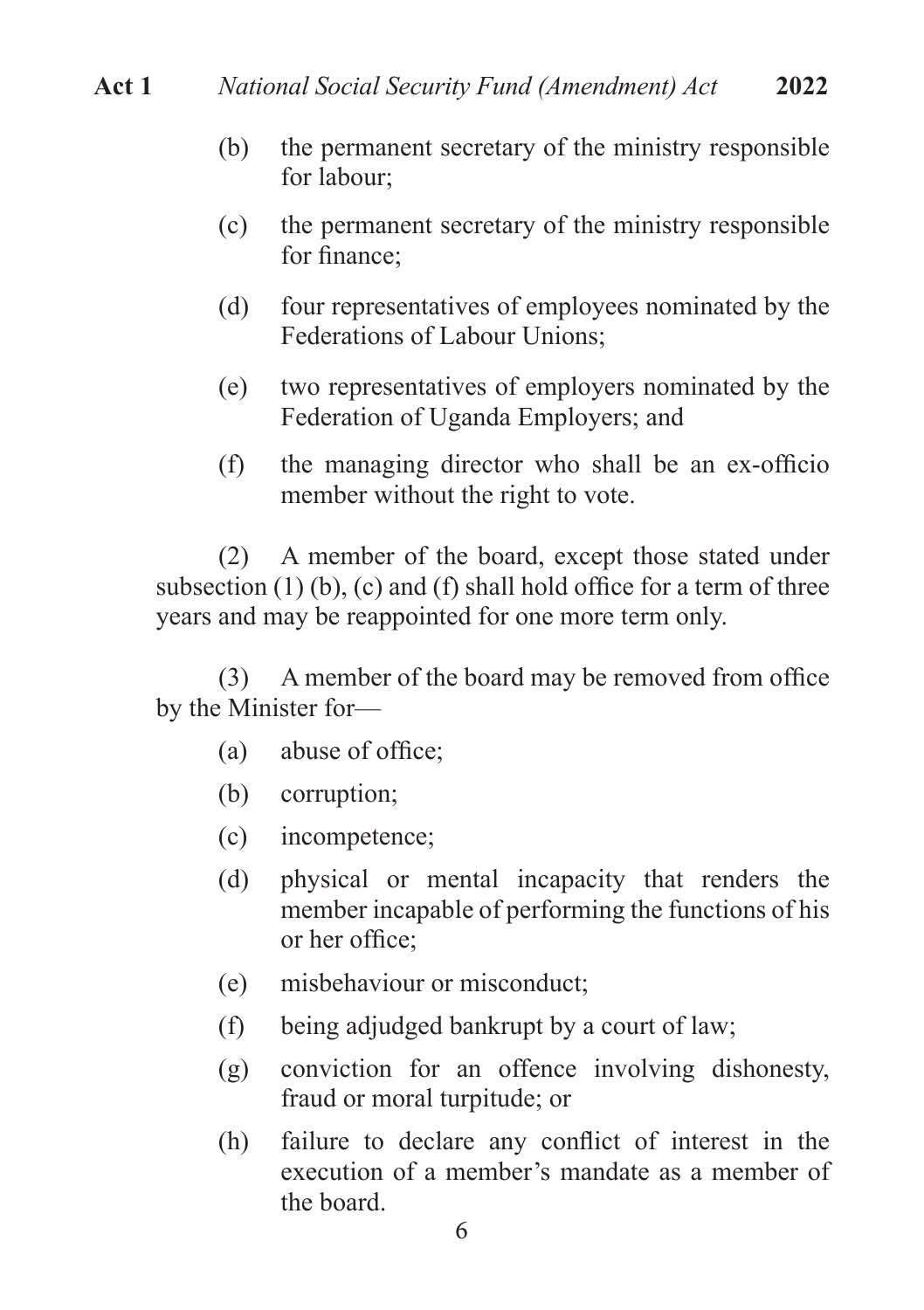(b) the permanent secretary of the ministry responsible for labour;

(c) the permanent secretary of the ministry responsible for finance;

(d) four representatives of employees nominated by the Federations of Labour Unions;

(e) two representatives of employers nominated by the Federation of Uganda Employers; and

(f) the managing director who shall be an ex-officio member without the right to vote.

(2) A member of the board, except those stated under subsection (1) (b), (c) and (f) shall hold office for a term of three years and may be reappointed for one more term only.

(3) A member of the board may be removed from office by the Minister for—

(a) abuse of office;

(b) corruption;

(c) incompetence;

(d) physical or mental incapacity that renders the member incapable of performing the functions of his or her office;

(e) misbehaviour or misconduct;

(f) being adjudged bankrupt by a court of law;

(g) conviction for an offence involving dishonesty, fraud or moral turpitude; or

(h) failure to declare any conflict of interest in the execution of a member's mandate as a member of the board.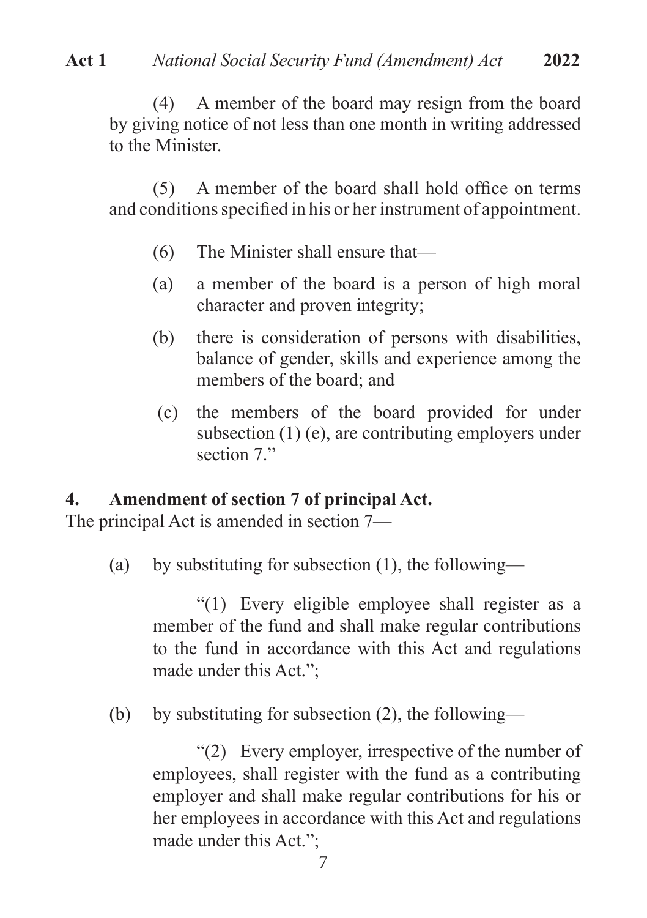(4) A member of the board may resign from the board by giving notice of not less than one month in writing addressed to the Minister.

(5) A member of the board shall hold office on terms and conditions specified in his or her instrument of appointment.

(6) The Minister shall ensure that—

(a) a member of the board is a person of high moral character and proven integrity;

(b) there is consideration of persons with disabilities, balance of gender, skills and experience among the members of the board; and

(c) the members of the board provided for under subsection (1) (e), are contributing employers under section 7."

**4. Amendment of section 7 of principal Act.**

The principal Act is amended in section 7—

(a) by substituting for subsection (1), the following—

"(1) Every eligible employee shall register as a member of the fund and shall make regular contributions to the fund in accordance with this Act and regulations made under this Act.";

(b) by substituting for subsection (2), the following—

"(2) Every employer, irrespective of the number of employees, shall register with the fund as a contributing employer and shall make regular contributions for his or her employees in accordance with this Act and regulations made under this Act.";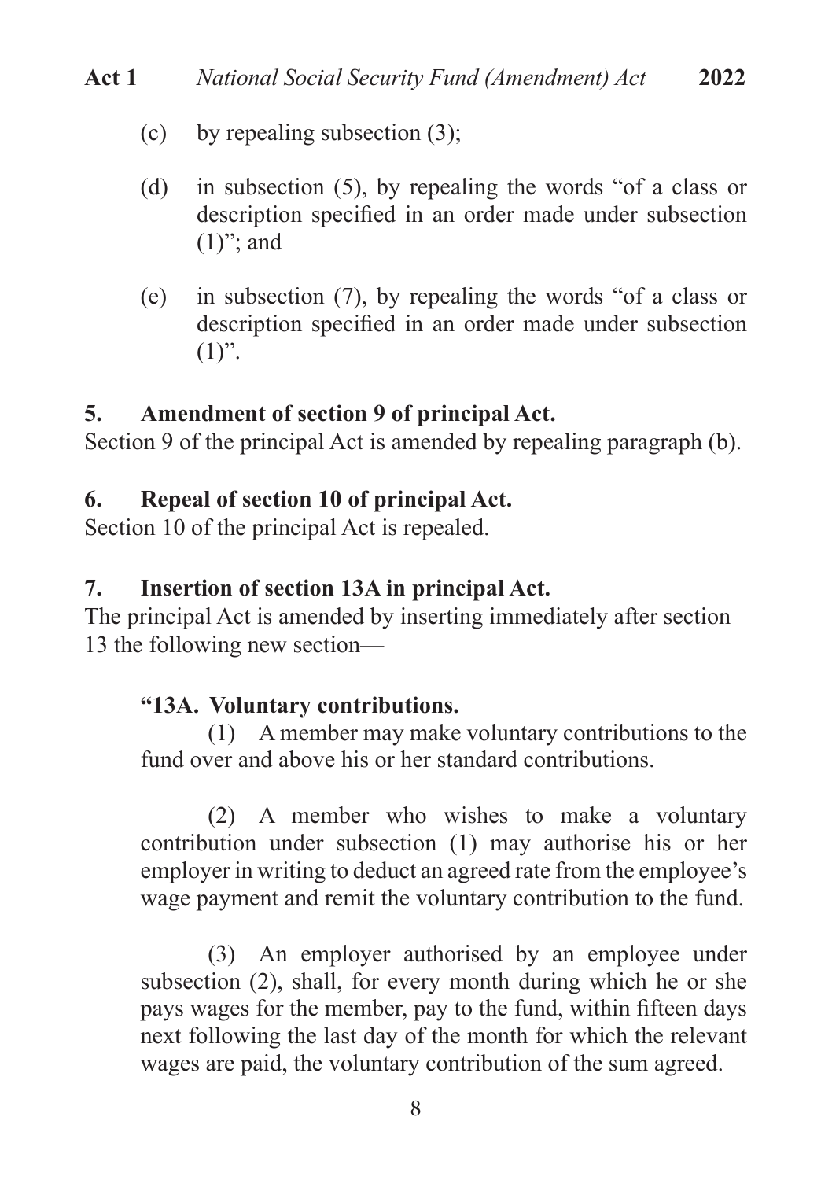(c) by repealing subsection (3);

(d) in subsection (5), by repealing the words "of a class or description specified in an order made under subsection (1)"; and

(e) in subsection (7), by repealing the words "of a class or description specified in an order made under subsection (1)".

**5. Amendment of section 9 of principal Act.**

Section 9 of the principal Act is amended by repealing paragraph (b).

**6. Repeal of section 10 of principal Act.**

Section 10 of the principal Act is repealed.

**7. Insertion of section 13A in principal Act.**

The principal Act is amended by inserting immediately after section 13 the following new section—

> **"13A. Voluntary contributions.**
>
> (1) A member may make voluntary contributions to the fund over and above his or her standard contributions.
>
> (2) A member who wishes to make a voluntary contribution under subsection (1) may authorise his or her employer in writing to deduct an agreed rate from the employee's wage payment and remit the voluntary contribution to the fund.
>
> (3) An employer authorised by an employee under subsection (2), shall, for every month during which he or she pays wages for the member, pay to the fund, within fifteen days next following the last day of the month for which the relevant wages are paid, the voluntary contribution of the sum agreed.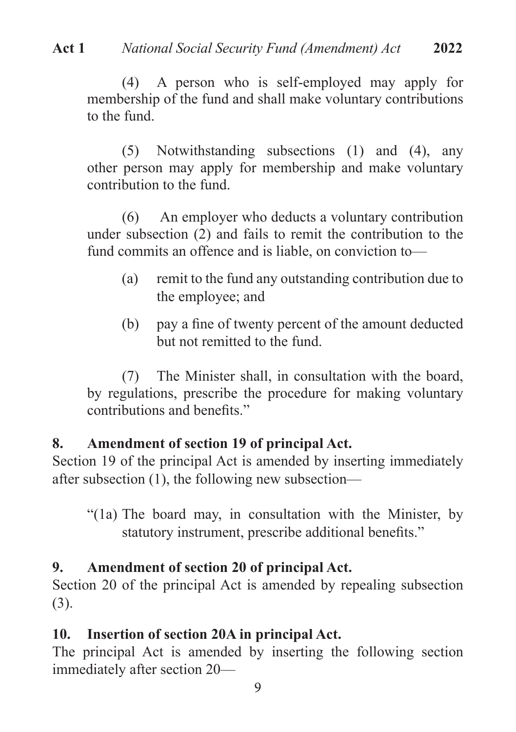(4) A person who is self-employed may apply for membership of the fund and shall make voluntary contributions to the fund.

(5) Notwithstanding subsections (1) and (4), any other person may apply for membership and make voluntary contribution to the fund.

(6) An employer who deducts a voluntary contribution under subsection (2) and fails to remit the contribution to the fund commits an offence and is liable, on conviction to—

(a) remit to the fund any outstanding contribution due to the employee; and

(b) pay a fine of twenty percent of the amount deducted but not remitted to the fund.

(7) The Minister shall, in consultation with the board, by regulations, prescribe the procedure for making voluntary contributions and benefits."

**8. Amendment of section 19 of principal Act.**

Section 19 of the principal Act is amended by inserting immediately after subsection (1), the following new subsection—

"(1a) The board may, in consultation with the Minister, by statutory instrument, prescribe additional benefits."

**9. Amendment of section 20 of principal Act.**

Section 20 of the principal Act is amended by repealing subsection (3).

**10. Insertion of section 20A in principal Act.**

The principal Act is amended by inserting the following section immediately after section 20—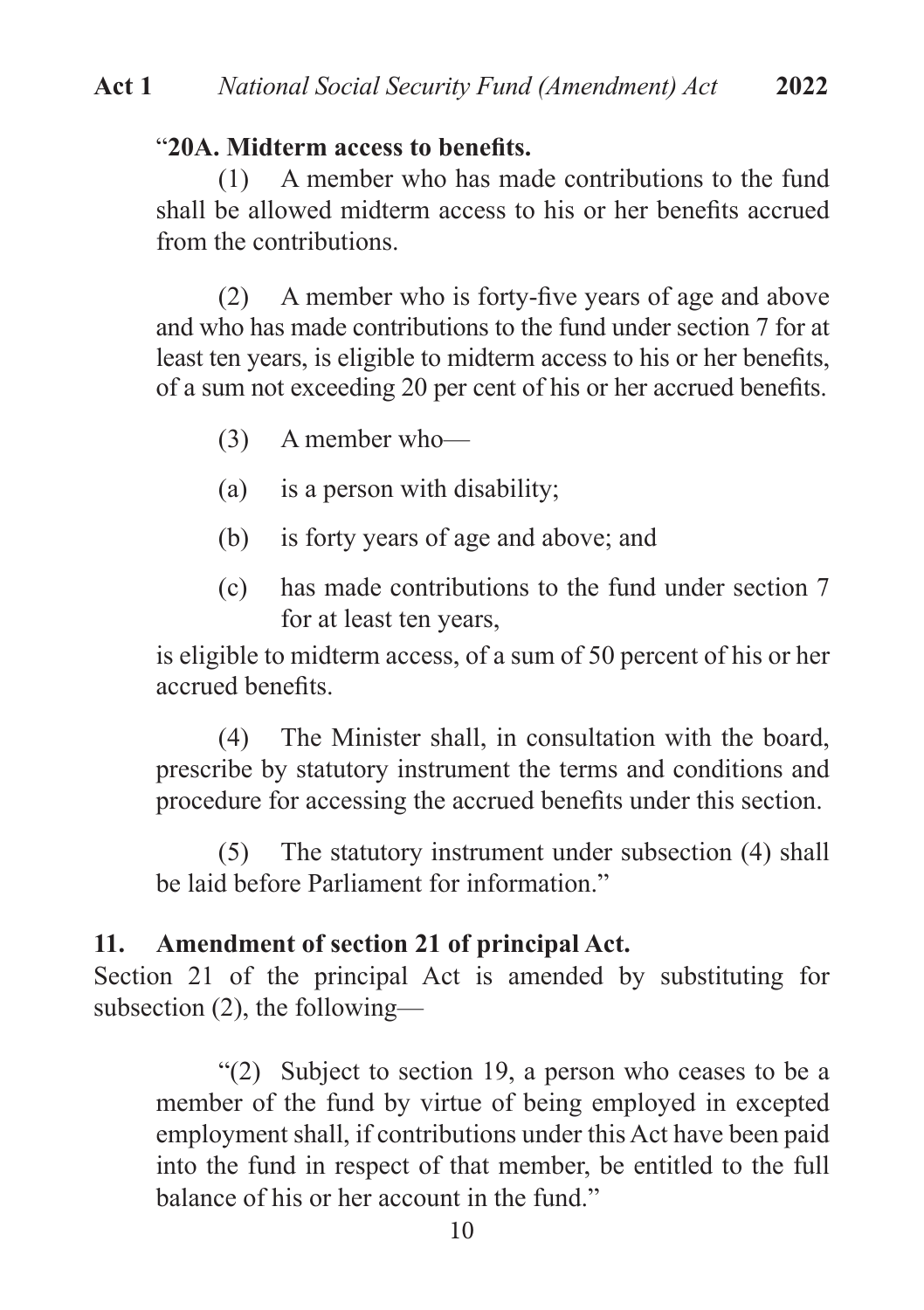"**20A. Midterm access to benefits.**

(1) A member who has made contributions to the fund shall be allowed midterm access to his or her benefits accrued from the contributions.

(2) A member who is forty-five years of age and above and who has made contributions to the fund under section 7 for at least ten years, is eligible to midterm access to his or her benefits, of a sum not exceeding 20 per cent of his or her accrued benefits.

(3) A member who—

(a) is a person with disability;

(b) is forty years of age and above; and

(c) has made contributions to the fund under section 7 for at least ten years,

is eligible to midterm access, of a sum of 50 percent of his or her accrued benefits.

(4) The Minister shall, in consultation with the board, prescribe by statutory instrument the terms and conditions and procedure for accessing the accrued benefits under this section.

(5) The statutory instrument under subsection (4) shall be laid before Parliament for information."

**11. Amendment of section 21 of principal Act.**

Section 21 of the principal Act is amended by substituting for subsection (2), the following—

"(2) Subject to section 19, a person who ceases to be a member of the fund by virtue of being employed in excepted employment shall, if contributions under this Act have been paid into the fund in respect of that member, be entitled to the full balance of his or her account in the fund."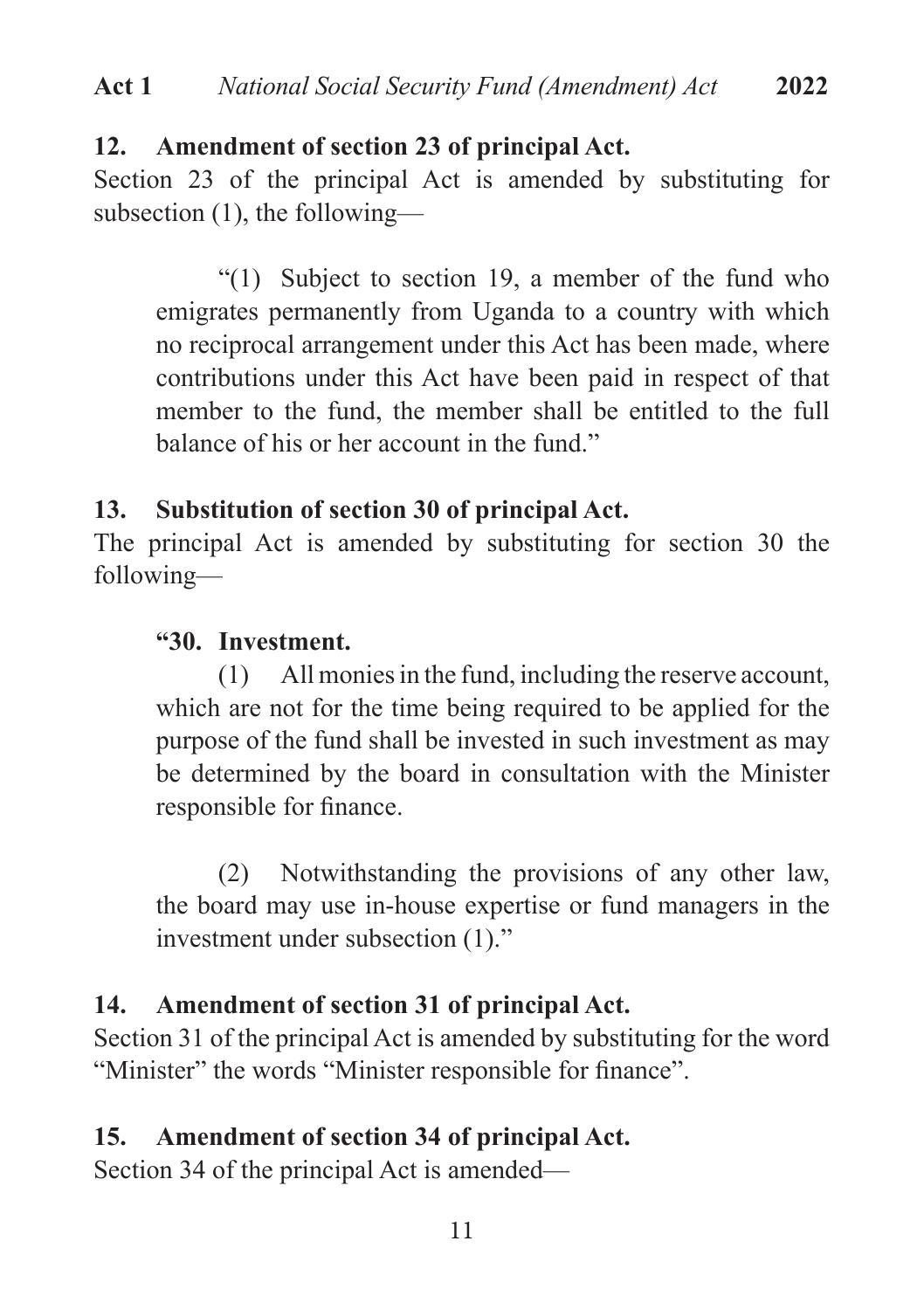### 12. Amendment of section 23 of principal Act.

Section 23 of the principal Act is amended by substituting for subsection (1), the following—

> "(1) Subject to section 19, a member of the fund who emigrates permanently from Uganda to a country with which no reciprocal arrangement under this Act has been made, where contributions under this Act have been paid in respect of that member to the fund, the member shall be entitled to the full balance of his or her account in the fund."

### 13. Substitution of section 30 of principal Act.

The principal Act is amended by substituting for section 30 the following—

> **"30. Investment.**
>
> (1) All monies in the fund, including the reserve account, which are not for the time being required to be applied for the purpose of the fund shall be invested in such investment as may be determined by the board in consultation with the Minister responsible for finance.
>
> (2) Notwithstanding the provisions of any other law, the board may use in-house expertise or fund managers in the investment under subsection (1)."

### 14. Amendment of section 31 of principal Act.

Section 31 of the principal Act is amended by substituting for the word "Minister" the words "Minister responsible for finance".

### 15. Amendment of section 34 of principal Act.

Section 34 of the principal Act is amended—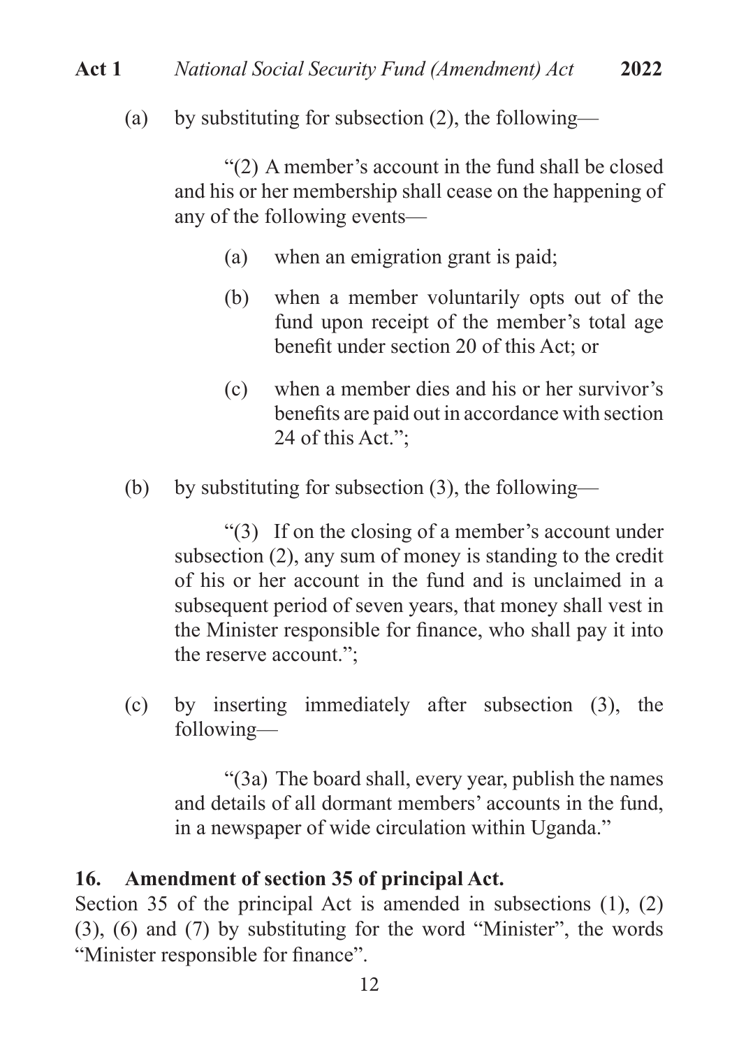(a) by substituting for subsection (2), the following—

"(2) A member's account in the fund shall be closed and his or her membership shall cease on the happening of any of the following events—

(a) when an emigration grant is paid;

(b) when a member voluntarily opts out of the fund upon receipt of the member's total age benefit under section 20 of this Act; or

(c) when a member dies and his or her survivor's benefits are paid out in accordance with section 24 of this Act.";

(b) by substituting for subsection (3), the following—

"(3) If on the closing of a member's account under subsection (2), any sum of money is standing to the credit of his or her account in the fund and is unclaimed in a subsequent period of seven years, that money shall vest in the Minister responsible for finance, who shall pay it into the reserve account.";

(c) by inserting immediately after subsection (3), the following—

"(3a) The board shall, every year, publish the names and details of all dormant members' accounts in the fund, in a newspaper of wide circulation within Uganda."

**16. Amendment of section 35 of principal Act.**

Section 35 of the principal Act is amended in subsections (1), (2) (3), (6) and (7) by substituting for the word "Minister", the words "Minister responsible for finance".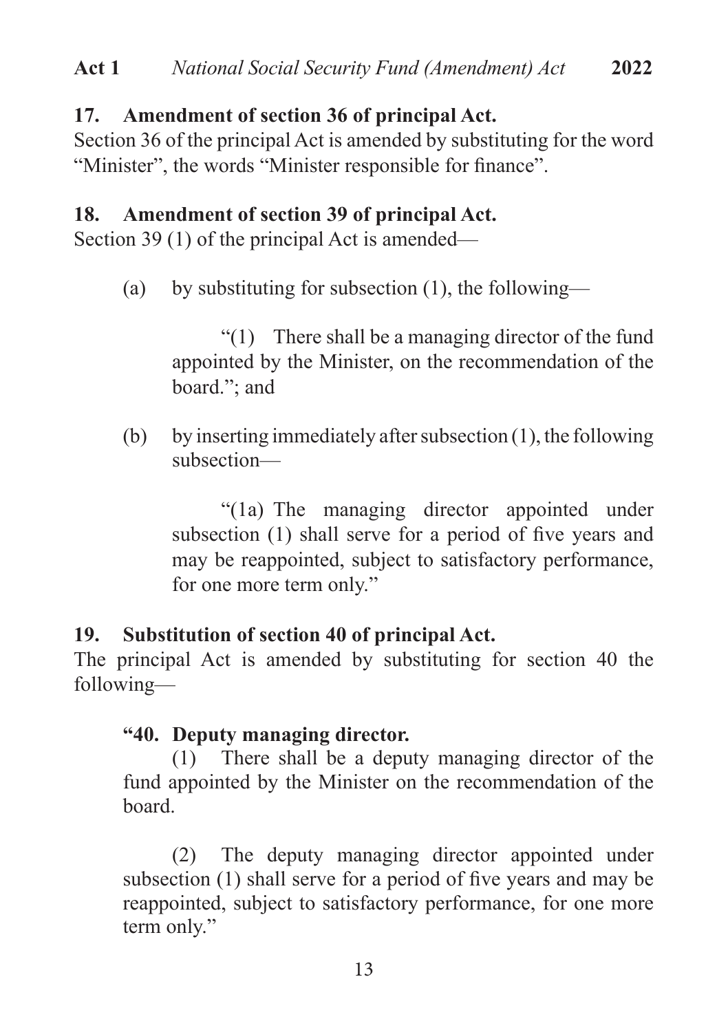### 17. Amendment of section 36 of principal Act.

Section 36 of the principal Act is amended by substituting for the word "Minister", the words "Minister responsible for finance".

### 18. Amendment of section 39 of principal Act.

Section 39 (1) of the principal Act is amended—

(a) by substituting for subsection (1), the following—

> "(1) There shall be a managing director of the fund appointed by the Minister, on the recommendation of the board."; and

(b) by inserting immediately after subsection (1), the following subsection—

> "(1a) The managing director appointed under subsection (1) shall serve for a period of five years and may be reappointed, subject to satisfactory performance, for one more term only."

### 19. Substitution of section 40 of principal Act.

The principal Act is amended by substituting for section 40 the following—

> **"40. Deputy managing director.**
>
> (1) There shall be a deputy managing director of the fund appointed by the Minister on the recommendation of the board.
>
> (2) The deputy managing director appointed under subsection (1) shall serve for a period of five years and may be reappointed, subject to satisfactory performance, for one more term only."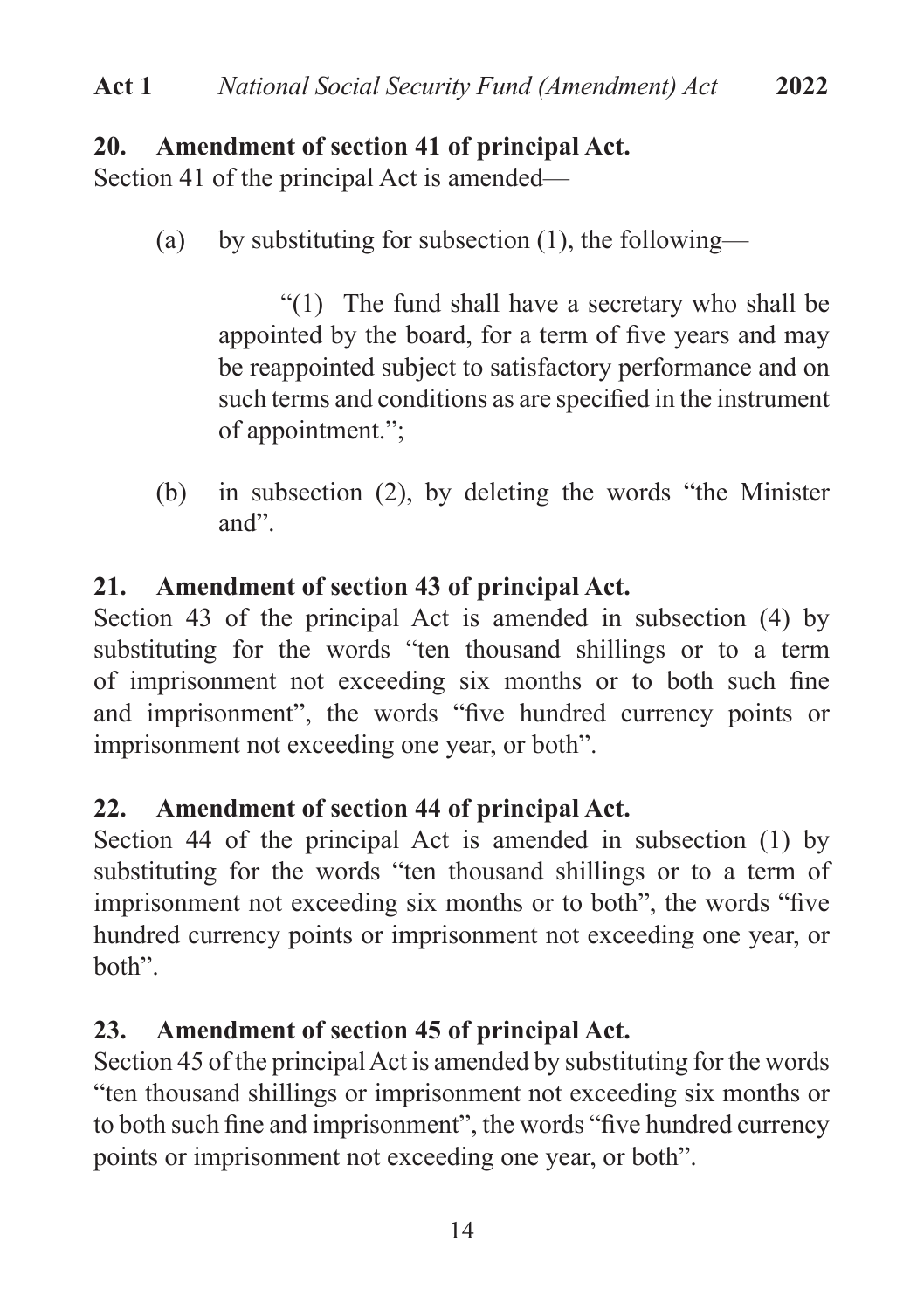**20. Amendment of section 41 of principal Act.**

Section 41 of the principal Act is amended—

(a) by substituting for subsection (1), the following—

"(1) The fund shall have a secretary who shall be appointed by the board, for a term of five years and may be reappointed subject to satisfactory performance and on such terms and conditions as are specified in the instrument of appointment.";

(b) in subsection (2), by deleting the words "the Minister and".

**21. Amendment of section 43 of principal Act.**

Section 43 of the principal Act is amended in subsection (4) by substituting for the words "ten thousand shillings or to a term of imprisonment not exceeding six months or to both such fine and imprisonment", the words "five hundred currency points or imprisonment not exceeding one year, or both".

**22. Amendment of section 44 of principal Act.**

Section 44 of the principal Act is amended in subsection (1) by substituting for the words "ten thousand shillings or to a term of imprisonment not exceeding six months or to both", the words "five hundred currency points or imprisonment not exceeding one year, or both".

**23. Amendment of section 45 of principal Act.**

Section 45 of the principal Act is amended by substituting for the words "ten thousand shillings or imprisonment not exceeding six months or to both such fine and imprisonment", the words "five hundred currency points or imprisonment not exceeding one year, or both".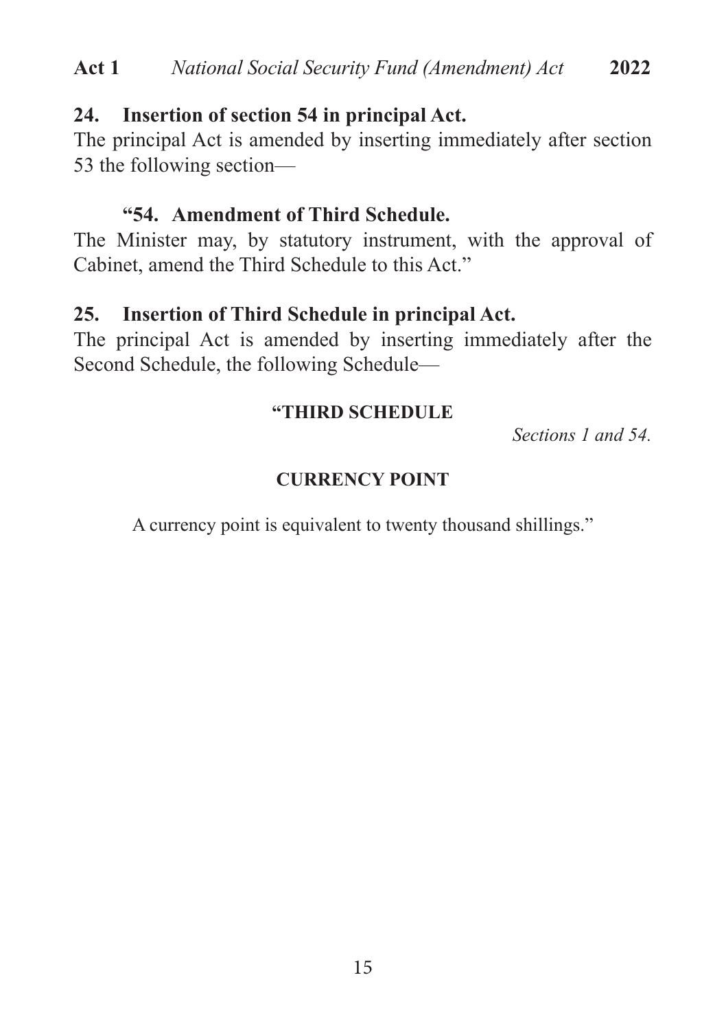## 24. Insertion of section 54 in principal Act.

The principal Act is amended by inserting immediately after section 53 the following section—

### "54. Amendment of Third Schedule.

The Minister may, by statutory instrument, with the approval of Cabinet, amend the Third Schedule to this Act."

## 25. Insertion of Third Schedule in principal Act.

The principal Act is amended by inserting immediately after the Second Schedule, the following Schedule—

**"THIRD SCHEDULE**

*Sections 1 and 54.*

**CURRENCY POINT**

A currency point is equivalent to twenty thousand shillings."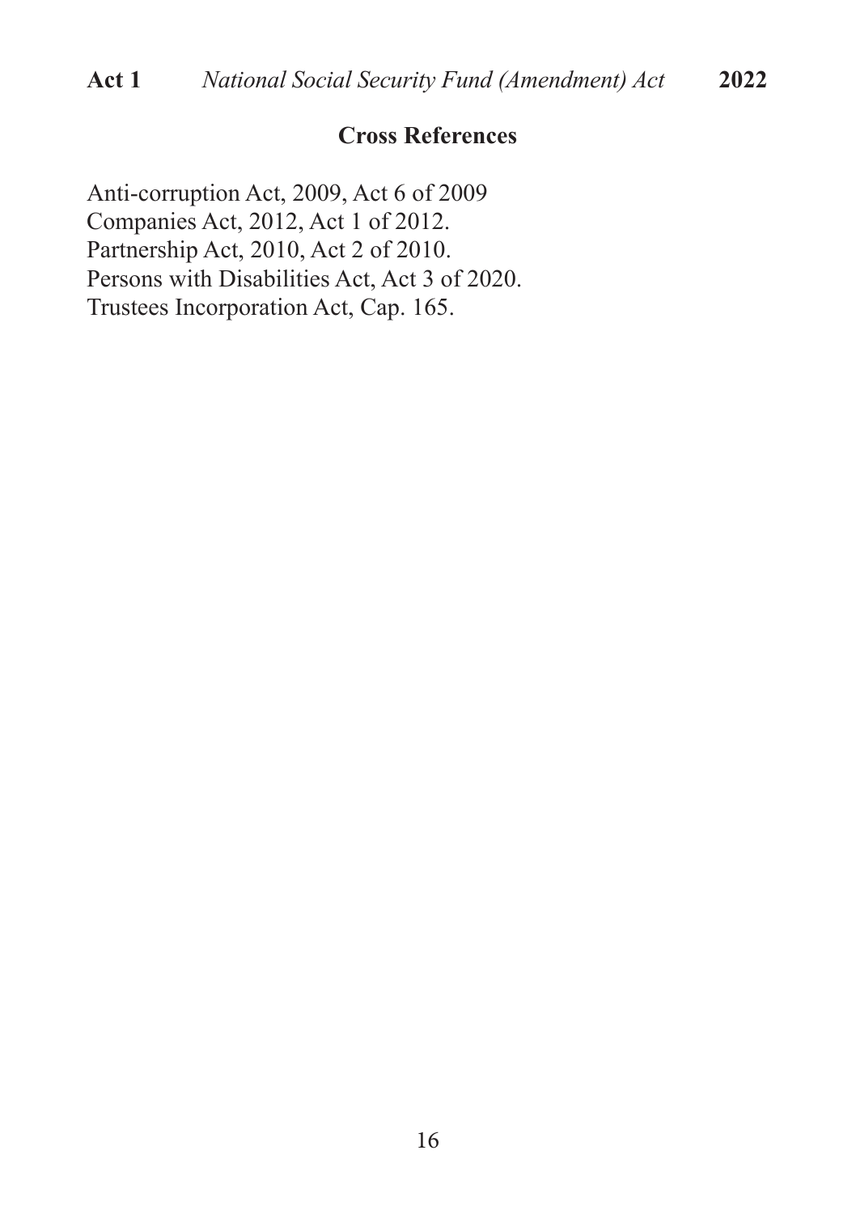## Cross References

Anti-corruption Act, 2009, Act 6 of 2009
Companies Act, 2012, Act 1 of 2012.
Partnership Act, 2010, Act 2 of 2010.
Persons with Disabilities Act, Act 3 of 2020.
Trustees Incorporation Act, Cap. 165.